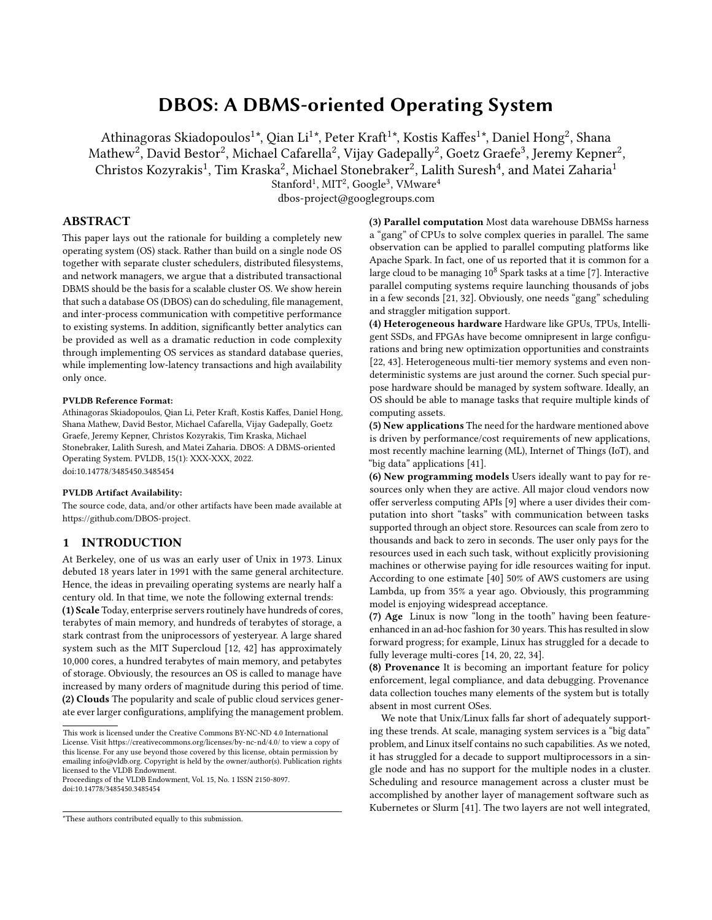# DBOS: A DBMS-oriented Operating System

Athinagoras Skiadopoulos[1*], Qian Li[1*], Peter Kraft[1*], Kostis Kaffes[1*], Daniel Hong[2], Shana Mathew[2], David Bestor[2], Michael Cafarella[2], Vijay Gadepally[2], Goetz Graefe[3], Jeremy Kepner[2], Christos Kozyrakis[1], Tim Kraska[2], Michael Stonebraker[2], Lalith Suresh[4], and Matei Zaharia[1]

Stanford[1], MIT[2], Google[3], VMware[4]

dbos-project@googlegroups.com

## ABSTRACT

This paper lays out the rationale for building a completely new operating system (OS) stack. Rather than build on a single node OS together with separate cluster schedulers, distributed filesystems, and network managers, we argue that a distributed transactional DBMS should be the basis for a scalable cluster OS. We show herein that such a database OS (DBOS) can do scheduling, file management, and inter-process communication with competitive performance to existing systems. In addition, significantly better analytics can be provided as well as a dramatic reduction in code complexity through implementing OS services as standard database queries, while implementing low-latency transactions and high availability only once.

**PVLDB Reference Format:**

Athinagoras Skiadopoulos, Qian Li, Peter Kraft, Kostis Kaffes, Daniel Hong, Shana Mathew, David Bestor, Michael Cafarella, Vijay Gadepally, Goetz Graefe, Jeremy Kepner, Christos Kozyrakis, Tim Kraska, Michael Stonebraker, Lalith Suresh, and Matei Zaharia. DBOS: A DBMS-oriented Operating System. PVLDB, 15(1): XXX-XXX, 2022.
doi:10.14778/3485450.3485454

**PVLDB Artifact Availability:**

The source code, data, and/or other artifacts have been made available at https://github.com/DBOS-project.

## 1 INTRODUCTION

At Berkeley, one of us was an early user of Unix in 1973. Linux debuted 18 years later in 1991 with the same general architecture. Hence, the ideas in prevailing operating systems are nearly half a century old. In that time, we note the following external trends:

**(1) Scale** Today, enterprise servers routinely have hundreds of cores, terabytes of main memory, and hundreds of terabytes of storage, a stark contrast from the uniprocessors of yesteryear. A large shared system such as the MIT Supercloud [12, 42] has approximately 10,000 cores, a hundred terabytes of main memory, and petabytes of storage. Obviously, the resources an OS is called to manage have increased by many orders of magnitude during this period of time.

**(2) Clouds** The popularity and scale of public cloud services generate ever larger configurations, amplifying the management problem.

**(3) Parallel computation** Most data warehouse DBMSs harness a "gang" of CPUs to solve complex queries in parallel. The same observation can be applied to parallel computing platforms like Apache Spark. In fact, one of us reported that it is common for a large cloud to be managing $10^8$ Spark tasks at a time [7]. Interactive parallel computing systems require launching thousands of jobs in a few seconds [21, 32]. Obviously, one needs "gang" scheduling and straggler mitigation support.

**(4) Heterogeneous hardware** Hardware like GPUs, TPUs, Intelligent SSDs, and FPGAs have become omnipresent in large configurations and bring new optimization opportunities and constraints [22, 43]. Heterogeneous multi-tier memory systems and even non-deterministic systems are just around the corner. Such special purpose hardware should be managed by system software. Ideally, an OS should be able to manage tasks that require multiple kinds of computing assets.

**(5) New applications** The need for the hardware mentioned above is driven by performance/cost requirements of new applications, most recently machine learning (ML), Internet of Things (IoT), and "big data" applications [41].

**(6) New programming models** Users ideally want to pay for resources only when they are active. All major cloud vendors now offer serverless computing APIs [9] where a user divides their computation into short "tasks" with communication between tasks supported through an object store. Resources can scale from zero to thousands and back to zero in seconds. The user only pays for the resources used in each such task, without explicitly provisioning machines or otherwise paying for idle resources waiting for input. According to one estimate [40] 50% of AWS customers are using Lambda, up from 35% a year ago. Obviously, this programming model is enjoying widespread acceptance.

**(7) Age** Linux is now "long in the tooth" having been feature-enhanced in an ad-hoc fashion for 30 years. This has resulted in slow forward progress; for example, Linux has struggled for a decade to fully leverage multi-cores [14, 20, 22, 34].

**(8) Provenance** It is becoming an important feature for policy enforcement, legal compliance, and data debugging. Provenance data collection touches many elements of the system but is totally absent in most current OSes.

We note that Unix/Linux falls far short of adequately supporting these trends. At scale, managing system services is a "big data" problem, and Linux itself contains no such capabilities. As we noted, it has struggled for a decade to support multiprocessors in a single node and has no support for the multiple nodes in a cluster. Scheduling and resource management across a cluster must be accomplished by another layer of management software such as Kubernetes or Slurm [41]. The two layers are not well integrated,

---

This work is licensed under the Creative Commons BY-NC-ND 4.0 International License. Visit https://creativecommons.org/licenses/by-nc-nd/4.0/ to view a copy of this license. For any use beyond those covered by this license, obtain permission by emailing info@vldb.org. Copyright is held by the owner/author(s). Publication rights licensed to the VLDB Endowment.
Proceedings of the VLDB Endowment, Vol. 15, No. 1 ISSN 2150-8097.
doi:10.14778/3485450.3485454

*These authors contributed equally to this submission.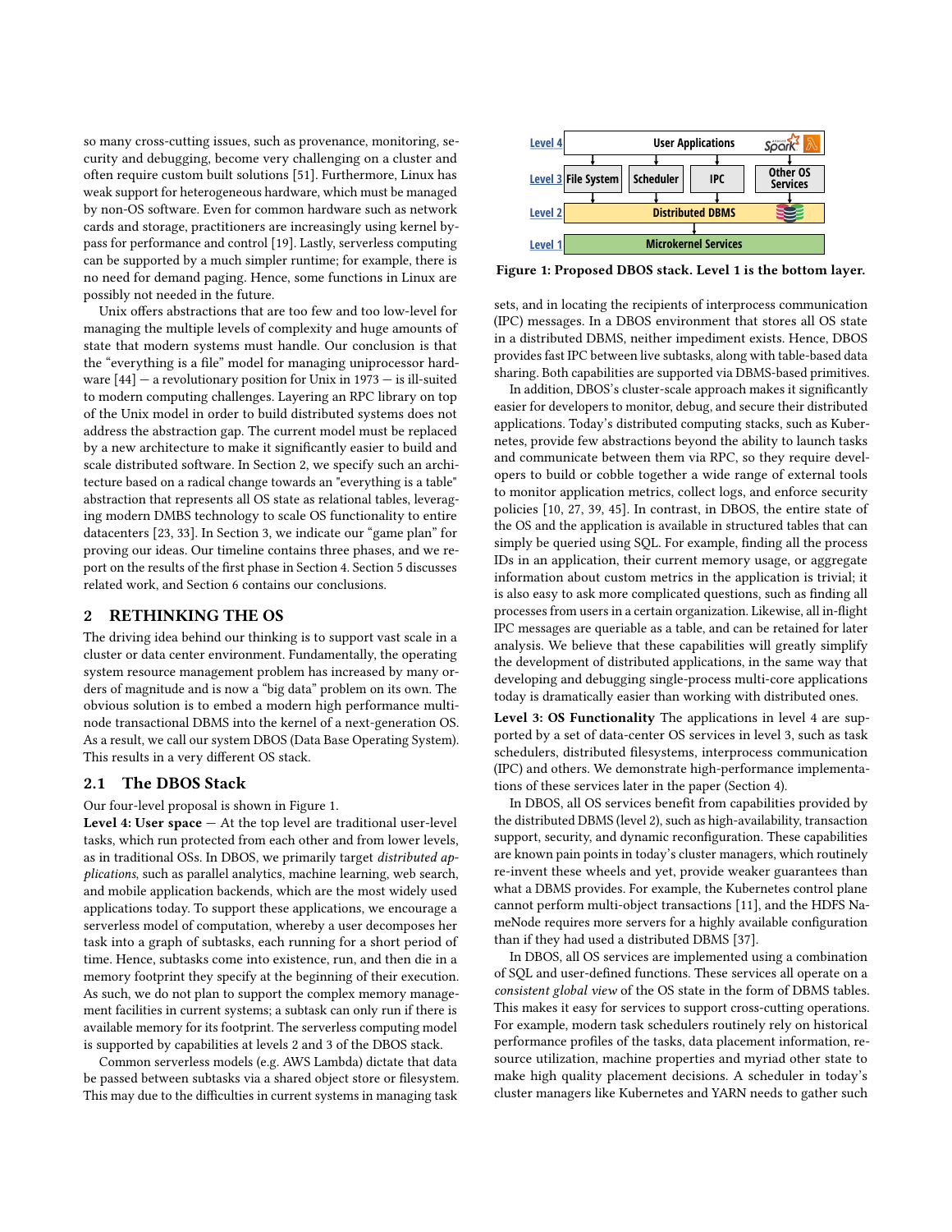so many cross-cutting issues, such as provenance, monitoring, security and debugging, become very challenging on a cluster and often require custom built solutions [51]. Furthermore, Linux has weak support for heterogeneous hardware, which must be managed by non-OS software. Even for common hardware such as network cards and storage, practitioners are increasingly using kernel bypass for performance and control [19]. Lastly, serverless computing can be supported by a much simpler runtime; for example, there is no need for demand paging. Hence, some functions in Linux are possibly not needed in the future.

Unix offers abstractions that are too few and too low-level for managing the multiple levels of complexity and huge amounts of state that modern systems must handle. Our conclusion is that the "everything is a file" model for managing uniprocessor hardware [44] — a revolutionary position for Unix in 1973 — is ill-suited to modern computing challenges. Layering an RPC library on top of the Unix model in order to build distributed systems does not address the abstraction gap. The current model must be replaced by a new architecture to make it significantly easier to build and scale distributed software. In Section 2, we specify such an architecture based on a radical change towards an "everything is a table" abstraction that represents all OS state as relational tables, leveraging modern DMBS technology to scale OS functionality to entire datacenters [23, 33]. In Section 3, we indicate our "game plan" for proving our ideas. Our timeline contains three phases, and we report on the results of the first phase in Section 4. Section 5 discusses related work, and Section 6 contains our conclusions.

## 2 RETHINKING THE OS

The driving idea behind our thinking is to support vast scale in a cluster or data center environment. Fundamentally, the operating system resource management problem has increased by many orders of magnitude and is now a "big data" problem on its own. The obvious solution is to embed a modern high performance multi-node transactional DBMS into the kernel of a next-generation OS. As a result, we call our system DBOS (Data Base Operating System). This results in a very different OS stack.

### 2.1 The DBOS Stack

Our four-level proposal is shown in Figure 1.

| | | | | |
|---|---|---|---|---|
| Level 4 | User Applications | | | |
| Level 3 | File System | Scheduler | IPC | Other OS Services |
| Level 2 | Distributed DBMS | | | |
| Level 1 | Microkernel Services | | | |

**Figure 1: Proposed DBOS stack. Level 1 is the bottom layer.**

**Level 4: User space** — At the top level are traditional user-level tasks, which run protected from each other and from lower levels, as in traditional OSs. In DBOS, we primarily target *distributed applications*, such as parallel analytics, machine learning, web search, and mobile application backends, which are the most widely used applications today. To support these applications, we encourage a serverless model of computation, whereby a user decomposes her task into a graph of subtasks, each running for a short period of time. Hence, subtasks come into existence, run, and then die in a memory footprint they specify at the beginning of their execution. As such, we do not plan to support the complex memory management facilities in current systems; a subtask can only run if there is available memory for its footprint. The serverless computing model is supported by capabilities at levels 2 and 3 of the DBOS stack.

Common serverless models (e.g. AWS Lambda) dictate that data be passed between subtasks via a shared object store or filesystem. This may due to the difficulties in current systems in managing task sets, and in locating the recipients of interprocess communication (IPC) messages. In a DBOS environment that stores all OS state in a distributed DBMS, neither impediment exists. Hence, DBOS provides fast IPC between live subtasks, along with table-based data sharing. Both capabilities are supported via DBMS-based primitives.

In addition, DBOS's cluster-scale approach makes it significantly easier for developers to monitor, debug, and secure their distributed applications. Today's distributed computing stacks, such as Kubernetes, provide few abstractions beyond the ability to launch tasks and communicate between them via RPC, so they require developers to build or cobble together a wide range of external tools to monitor application metrics, collect logs, and enforce security policies [10, 27, 39, 45]. In contrast, in DBOS, the entire state of the OS and the application is available in structured tables that can simply be queried using SQL. For example, finding all the process IDs in an application, their current memory usage, or aggregate information about custom metrics in the application is trivial; it is also easy to ask more complicated questions, such as finding all processes from users in a certain organization. Likewise, all in-flight IPC messages are queriable as a table, and can be retained for later analysis. We believe that these capabilities will greatly simplify the development of distributed applications, in the same way that developing and debugging single-process multi-core applications today is dramatically easier than working with distributed ones.

**Level 3: OS Functionality** The applications in level 4 are supported by a set of data-center OS services in level 3, such as task schedulers, distributed filesystems, interprocess communication (IPC) and others. We demonstrate high-performance implementations of these services later in the paper (Section 4).

In DBOS, all OS services benefit from capabilities provided by the distributed DBMS (level 2), such as high-availability, transaction support, security, and dynamic reconfiguration. These capabilities are known pain points in today's cluster managers, which routinely re-invent these wheels and yet, provide weaker guarantees than what a DBMS provides. For example, the Kubernetes control plane cannot perform multi-object transactions [11], and the HDFS NameNode requires more servers for a highly available configuration than if they had used a distributed DBMS [37].

In DBOS, all OS services are implemented using a combination of SQL and user-defined functions. These services all operate on a *consistent global view* of the OS state in the form of DBMS tables. This makes it easy for services to support cross-cutting operations. For example, modern task schedulers routinely rely on historical performance profiles of the tasks, data placement information, resource utilization, machine properties and myriad other state to make high quality placement decisions. A scheduler in today's cluster managers like Kubernetes and YARN needs to gather such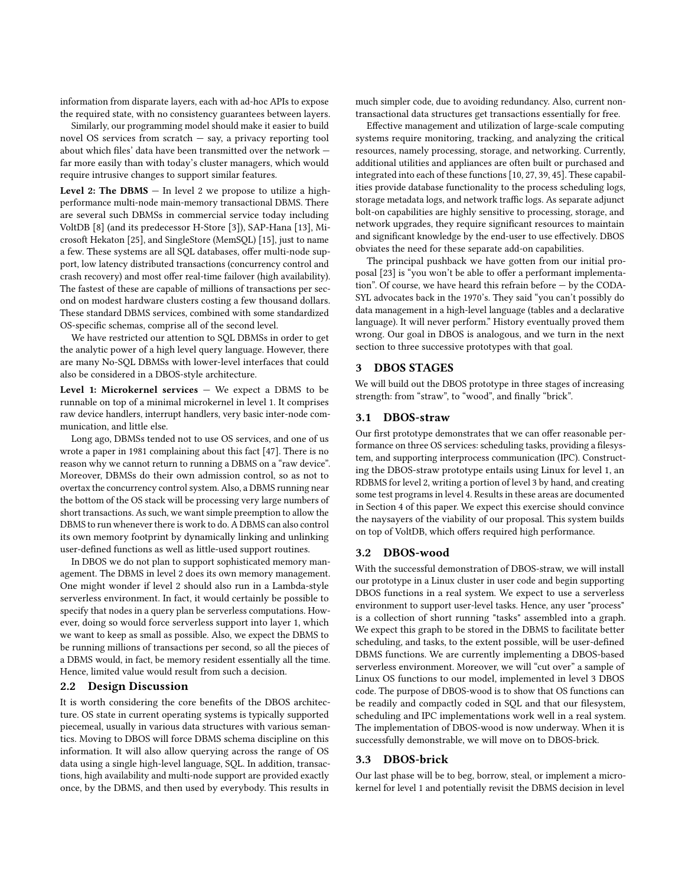information from disparate layers, each with ad-hoc APIs to expose the required state, with no consistency guarantees between layers.

Similarly, our programming model should make it easier to build novel OS services from scratch — say, a privacy reporting tool about which files' data have been transmitted over the network — far more easily than with today's cluster managers, which would require intrusive changes to support similar features.

**Level 2: The DBMS** — In level 2 we propose to utilize a high-performance multi-node main-memory transactional DBMS. There are several such DBMSs in commercial service today including VoltDB [8] (and its predecessor H-Store [3]), SAP-Hana [13], Microsoft Hekaton [25], and SingleStore (MemSQL) [15], just to name a few. These systems are all SQL databases, offer multi-node support, low latency distributed transactions (concurrency control and crash recovery) and most offer real-time failover (high availability). The fastest of these are capable of millions of transactions per second on modest hardware clusters costing a few thousand dollars. These standard DBMS services, combined with some standardized OS-specific schemas, comprise all of the second level.

We have restricted our attention to SQL DBMSs in order to get the analytic power of a high level query language. However, there are many No-SQL DBMSs with lower-level interfaces that could also be considered in a DBOS-style architecture.

**Level 1: Microkernel services** — We expect a DBMS to be runnable on top of a minimal microkernel in level 1. It comprises raw device handlers, interrupt handlers, very basic inter-node communication, and little else.

Long ago, DBMSs tended not to use OS services, and one of us wrote a paper in 1981 complaining about this fact [47]. There is no reason why we cannot return to running a DBMS on a "raw device". Moreover, DBMSs do their own admission control, so as not to overtax the concurrency control system. Also, a DBMS running near the bottom of the OS stack will be processing very large numbers of short transactions. As such, we want simple preemption to allow the DBMS to run whenever there is work to do. A DBMS can also control its own memory footprint by dynamically linking and unlinking user-defined functions as well as little-used support routines.

In DBOS we do not plan to support sophisticated memory management. The DBMS in level 2 does its own memory management. One might wonder if level 2 should also run in a Lambda-style serverless environment. In fact, it would certainly be possible to specify that nodes in a query plan be serverless computations. However, doing so would force serverless support into layer 1, which we want to keep as small as possible. Also, we expect the DBMS to be running millions of transactions per second, so all the pieces of a DBMS would, in fact, be memory resident essentially all the time. Hence, limited value would result from such a decision.

## 2.2 Design Discussion

It is worth considering the core benefits of the DBOS architecture. OS state in current operating systems is typically supported piecemeal, usually in various data structures with various semantics. Moving to DBOS will force DBMS schema discipline on this information. It will also allow querying across the range of OS data using a single high-level language, SQL. In addition, transactions, high availability and multi-node support are provided exactly once, by the DBMS, and then used by everybody. This results in much simpler code, due to avoiding redundancy. Also, current non-transactional data structures get transactions essentially for free.

Effective management and utilization of large-scale computing systems require monitoring, tracking, and analyzing the critical resources, namely processing, storage, and networking. Currently, additional utilities and appliances are often built or purchased and integrated into each of these functions [10, 27, 39, 45]. These capabilities provide database functionality to the process scheduling logs, storage metadata logs, and network traffic logs. As separate adjunct bolt-on capabilities are highly sensitive to processing, storage, and network upgrades, they require significant resources to maintain and significant knowledge by the end-user to use effectively. DBOS obviates the need for these separate add-on capabilities.

The principal pushback we have gotten from our initial proposal [23] is "you won't be able to offer a performant implementation". Of course, we have heard this refrain before — by the CODASYL advocates back in the 1970's. They said "you can't possibly do data management in a high-level language (tables and a declarative language). It will never perform." History eventually proved them wrong. Our goal in DBOS is analogous, and we turn in the next section to three successive prototypes with that goal.

# 3 DBOS STAGES

We will build out the DBOS prototype in three stages of increasing strength: from "straw", to "wood", and finally "brick".

## 3.1 DBOS-straw

Our first prototype demonstrates that we can offer reasonable performance on three OS services: scheduling tasks, providing a filesystem, and supporting interprocess communication (IPC). Constructing the DBOS-straw prototype entails using Linux for level 1, an RDBMS for level 2, writing a portion of level 3 by hand, and creating some test programs in level 4. Results in these areas are documented in Section 4 of this paper. We expect this exercise should convince the naysayers of the viability of our proposal. This system builds on top of VoltDB, which offers required high performance.

## 3.2 DBOS-wood

With the successful demonstration of DBOS-straw, we will install our prototype in a Linux cluster in user code and begin supporting DBOS functions in a real system. We expect to use a serverless environment to support user-level tasks. Hence, any user "process" is a collection of short running "tasks" assembled into a graph. We expect this graph to be stored in the DBMS to facilitate better scheduling, and tasks, to the extent possible, will be user-defined DBMS functions. We are currently implementing a DBOS-based serverless environment. Moreover, we will "cut over" a sample of Linux OS functions to our model, implemented in level 3 DBOS code. The purpose of DBOS-wood is to show that OS functions can be readily and compactly coded in SQL and that our filesystem, scheduling and IPC implementations work well in a real system. The implementation of DBOS-wood is now underway. When it is successfully demonstrable, we will move on to DBOS-brick.

## 3.3 DBOS-brick

Our last phase will be to beg, borrow, steal, or implement a microkernel for level 1 and potentially revisit the DBMS decision in level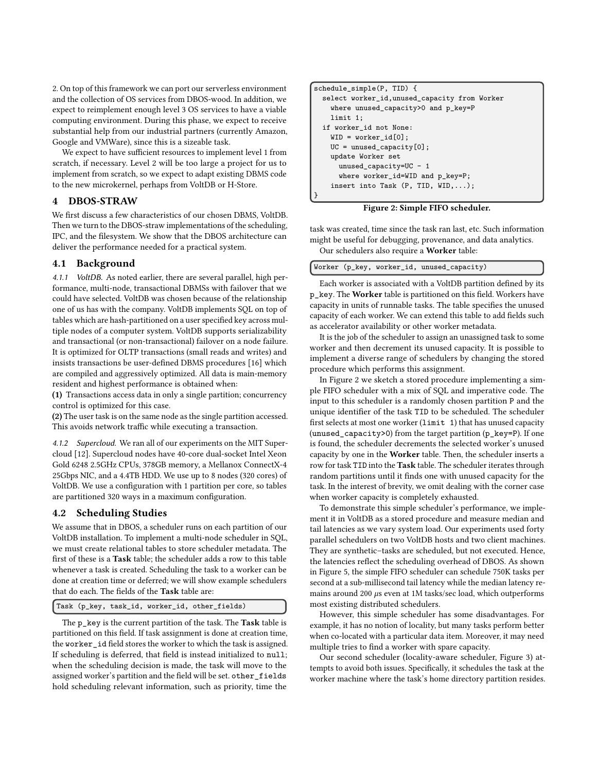2. On top of this framework we can port our serverless environment and the collection of OS services from DBOS-wood. In addition, we expect to reimplement enough level 3 OS services to have a viable computing environment. During this phase, we expect to receive substantial help from our industrial partners (currently Amazon, Google and VMWare), since this is a sizeable task.

We expect to have sufficient resources to implement level 1 from scratch, if necessary. Level 2 will be too large a project for us to implement from scratch, so we expect to adapt existing DBMS code to the new microkernel, perhaps from VoltDB or H-Store.

## 4 DBOS-STRAW

We first discuss a few characteristics of our chosen DBMS, VoltDB. Then we turn to the DBOS-straw implementations of the scheduling, IPC, and the filesystem. We show that the DBOS architecture can deliver the performance needed for a practical system.

### 4.1 Background

*4.1.1 VoltDB.* As noted earlier, there are several parallel, high performance, multi-node, transactional DBMSs with failover that we could have selected. VoltDB was chosen because of the relationship one of us has with the company. VoltDB implements SQL on top of tables which are hash-partitioned on a user specified key across multiple nodes of a computer system. VoltDB supports serializability and transactional (or non-transactional) failover on a node failure. It is optimized for OLTP transactions (small reads and writes) and insists transactions be user-defined DBMS procedures [16] which are compiled and aggressively optimized. All data is main-memory resident and highest performance is obtained when:

**(1)** Transactions access data in only a single partition; concurrency control is optimized for this case.

**(2)** The user task is on the same node as the single partition accessed. This avoids network traffic while executing a transaction.

*4.1.2 Supercloud.* We ran all of our experiments on the MIT Supercloud [12]. Supercloud nodes have 40-core dual-socket Intel Xeon Gold 6248 2.5GHz CPUs, 378GB memory, a Mellanox ConnectX-4 25Gbps NIC, and a 4.4TB HDD. We use up to 8 nodes (320 cores) of VoltDB. We use a configuration with 1 partition per core, so tables are partitioned 320 ways in a maximum configuration.

### 4.2 Scheduling Studies

We assume that in DBOS, a scheduler runs on each partition of our VoltDB installation. To implement a multi-node scheduler in SQL, we must create relational tables to store scheduler metadata. The first of these is a **Task** table; the scheduler adds a row to this table whenever a task is created. Scheduling the task to a worker can be done at creation time or deferred; we will show example schedulers that do each. The fields of the **Task** table are:

```
Task (p_key, task_id, worker_id, other_fields)
```

The `p_key` is the current partition of the task. The **Task** table is partitioned on this field. If task assignment is done at creation time, the `worker_id` field stores the worker to which the task is assigned. If scheduling is deferred, that field is instead initialized to `null`; when the scheduling decision is made, the task will move to the assigned worker's partition and the field will be set. `other_fields` hold scheduling relevant information, such as priority, time the task was created, time since the task ran last, etc. Such information might be useful for debugging, provenance, and data analytics.

```
schedule_simple(P, TID) {
  select worker_id,unused_capacity from Worker
    where unused_capacity>0 and p_key=P
    limit 1;
  if worker_id not None:
    WID = worker_id[0];
    UC = unused_capacity[0];
    update Worker set
      unused_capacity=UC - 1
      where worker_id=WID and p_key=P;
    insert into Task (P, TID, WID,...);
}
```

**Figure 2: Simple FIFO scheduler.**

Our schedulers also require a **Worker** table:

```
Worker (p_key, worker_id, unused_capacity)
```

Each worker is associated with a VoltDB partition defined by its `p_key`. The **Worker** table is partitioned on this field. Workers have capacity in units of runnable tasks. The table specifies the unused capacity of each worker. We can extend this table to add fields such as accelerator availability or other worker metadata.

It is the job of the scheduler to assign an unassigned task to some worker and then decrement its unused capacity. It is possible to implement a diverse range of schedulers by changing the stored procedure which performs this assignment.

In Figure 2 we sketch a stored procedure implementing a simple FIFO scheduler with a mix of SQL and imperative code. The input to this scheduler is a randomly chosen partition `P` and the unique identifier of the task `TID` to be scheduled. The scheduler first selects at most one worker (`limit 1`) that has unused capacity (`unused_capacity>0`) from the target partition (`p_key=P`). If one is found, the scheduler decrements the selected worker's unused capacity by one in the **Worker** table. Then, the scheduler inserts a row for task `TID` into the **Task** table. The scheduler iterates through random partitions until it finds one with unused capacity for the task. In the interest of brevity, we omit dealing with the corner case when worker capacity is completely exhausted.

To demonstrate this simple scheduler's performance, we implement it in VoltDB as a stored procedure and measure median and tail latencies as we vary system load. Our experiments used forty parallel schedulers on two VoltDB hosts and two client machines. They are synthetic–tasks are scheduled, but not executed. Hence, the latencies reflect the scheduling overhead of DBOS. As shown in Figure 5, the simple FIFO scheduler can schedule 750K tasks per second at a sub-millisecond tail latency while the median latency remains around 200 $\mu$s even at 1M tasks/sec load, which outperforms most existing distributed schedulers.

However, this simple scheduler has some disadvantages. For example, it has no notion of locality, but many tasks perform better when co-located with a particular data item. Moreover, it may need multiple tries to find a worker with spare capacity.

Our second scheduler (locality-aware scheduler, Figure 3) attempts to avoid both issues. Specifically, it schedules the task at the worker machine where the task's home directory partition resides.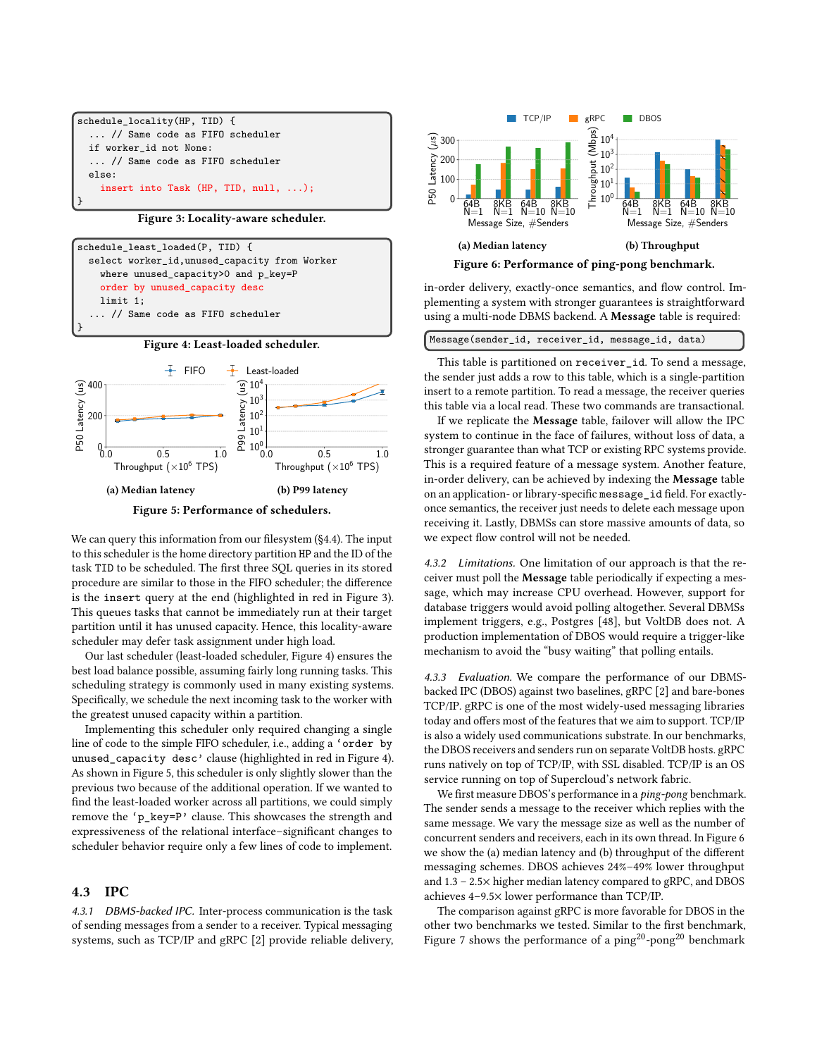```
schedule_locality(HP, TID) {
  ... // Same code as FIFO scheduler
  if worker_id not None:
  ... // Same code as FIFO scheduler
  else:
    insert into Task (HP, TID, null, ...);
}
```

Figure 3: Locality-aware scheduler.

```
schedule_least_loaded(P, TID) {
  select worker_id,unused_capacity from Worker
    where unused_capacity>0 and p_key=P
    order by unused_capacity desc
    limit 1;
  ... // Same code as FIFO scheduler
}
```

Figure 4: Least-loaded scheduler.

(a) Median latency (b) P99 latency

Figure 5: Performance of schedulers.

We can query this information from our filesystem (§4.4). The input to this scheduler is the home directory partition HP and the ID of the task TID to be scheduled. The first three SQL queries in its stored procedure are similar to those in the FIFO scheduler; the difference is the `insert` query at the end (highlighted in red in Figure 3). This queues tasks that cannot be immediately run at their target partition until it has unused capacity. Hence, this locality-aware scheduler may defer task assignment under high load.

Our last scheduler (least-loaded scheduler, Figure 4) ensures the best load balance possible, assuming fairly long running tasks. This scheduling strategy is commonly used in many existing systems. Specifically, we schedule the next incoming task to the worker with the greatest unused capacity within a partition.

Implementing this scheduler only required changing a single line of code to the simple FIFO scheduler, i.e., adding a '`order by unused_capacity desc`' clause (highlighted in red in Figure 4). As shown in Figure 5, this scheduler is only slightly slower than the previous two because of the additional operation. If we wanted to find the least-loaded worker across all partitions, we could simply remove the '`p_key=P`' clause. This showcases the strength and expressiveness of the relational interface–significant changes to scheduler behavior require only a few lines of code to implement.

## 4.3 IPC

*4.3.1 DBMS-backed IPC.* Inter-process communication is the task of sending messages from a sender to a receiver. Typical messaging systems, such as TCP/IP and gRPC [2] provide reliable delivery, in-order delivery, exactly-once semantics, and flow control. Implementing a system with stronger guarantees is straightforward using a multi-node DBMS backend. A **Message** table is required:

```
Message(sender_id, receiver_id, message_id, data)
```

This table is partitioned on `receiver_id`. To send a message, the sender just adds a row to this table, which is a single-partition insert to a remote partition. To read a message, the receiver queries this table via a local read. These two commands are transactional.

If we replicate the **Message** table, failover will allow the IPC system to continue in the face of failures, without loss of data, a stronger guarantee than what TCP or existing RPC systems provide. This is a required feature of a message system. Another feature, in-order delivery, can be achieved by indexing the **Message** table on an application- or library-specific `message_id` field. For exactly-once semantics, the receiver just needs to delete each message upon receiving it. Lastly, DBMSs can store massive amounts of data, so we expect flow control will not be needed.

*4.3.2 Limitations.* One limitation of our approach is that the receiver must poll the **Message** table periodically if expecting a message, which may increase CPU overhead. However, support for database triggers would avoid polling altogether. Several DBMSs implement triggers, e.g., Postgres [48], but VoltDB does not. A production implementation of DBOS would require a trigger-like mechanism to avoid the "busy waiting" that polling entails.

*4.3.3 Evaluation.* We compare the performance of our DBMS-backed IPC (DBOS) against two baselines, gRPC [2] and bare-bones TCP/IP. gRPC is one of the most widely-used messaging libraries today and offers most of the features that we aim to support. TCP/IP is also a widely used communications substrate. In our benchmarks, the DBOS receivers and senders run on separate VoltDB hosts. gRPC runs natively on top of TCP/IP, with SSL disabled. TCP/IP is an OS service running on top of Supercloud's network fabric.

(a) Median latency (b) Throughput

Figure 6: Performance of ping-pong benchmark.

We first measure DBOS's performance in a *ping-pong* benchmark. The sender sends a message to the receiver which replies with the same message. We vary the message size as well as the number of concurrent senders and receivers, each in its own thread. In Figure 6 we show the (a) median latency and (b) throughput of the different messaging schemes. DBOS achieves 24%–49% lower throughput and 1.3 – 2.5× higher median latency compared to gRPC, and DBOS achieves 4–9.5× lower performance than TCP/IP.

The comparison against gRPC is more favorable for DBOS in the other two benchmarks we tested. Similar to the first benchmark, Figure 7 shows the performance of a ping$^{20}$-pong$^{20}$ benchmark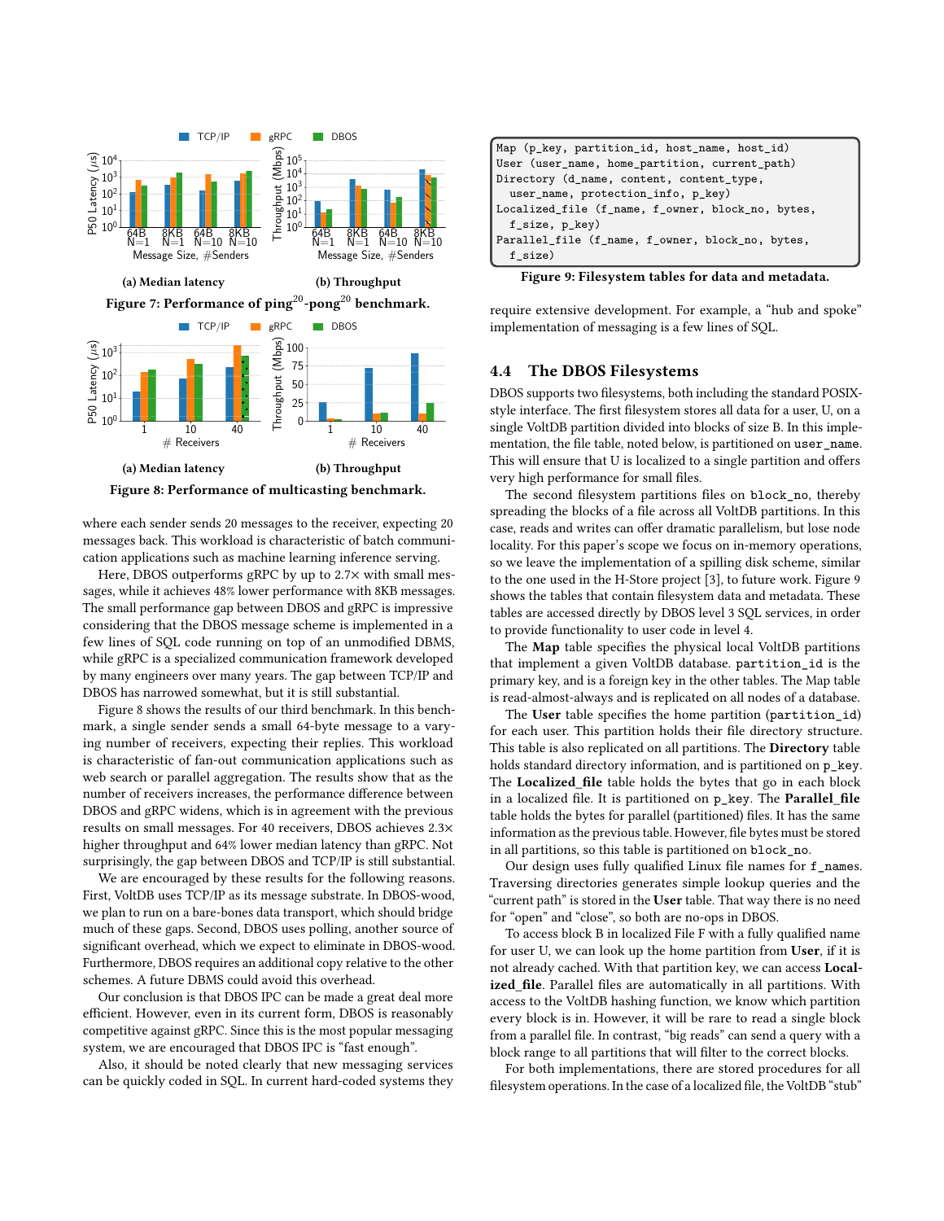(a) Median latency

(b) Throughput

**Figure 7: Performance of ping[20]-pong[20] benchmark.**

(a) Median latency

(b) Throughput

**Figure 8: Performance of multicasting benchmark.**

where each sender sends 20 messages to the receiver, expecting 20 messages back. This workload is characteristic of batch communication applications such as machine learning inference serving.

Here, DBOS outperforms gRPC by up to 2.7× with small messages, while it achieves 48% lower performance with 8KB messages. The small performance gap between DBOS and gRPC is impressive considering that the DBOS message scheme is implemented in a few lines of SQL code running on top of an unmodified DBMS, while gRPC is a specialized communication framework developed by many engineers over many years. The gap between TCP/IP and DBOS has narrowed somewhat, but it is still substantial.

Figure 8 shows the results of our third benchmark. In this benchmark, a single sender sends a small 64-byte message to a varying number of receivers, expecting their replies. This workload is characteristic of fan-out communication applications such as web search or parallel aggregation. The results show that as the number of receivers increases, the performance difference between DBOS and gRPC widens, which is in agreement with the previous results on small messages. For 40 receivers, DBOS achieves 2.3× higher throughput and 64% lower median latency than gRPC. Not surprisingly, the gap between DBOS and TCP/IP is still substantial.

We are encouraged by these results for the following reasons. First, VoltDB uses TCP/IP as its message substrate. In DBOS-wood, we plan to run on a bare-bones data transport, which should bridge much of these gaps. Second, DBOS uses polling, another source of significant overhead, which we expect to eliminate in DBOS-wood. Furthermore, DBOS requires an additional copy relative to the other schemes. A future DBMS could avoid this overhead.

Our conclusion is that DBOS IPC can be made a great deal more efficient. However, even in its current form, DBOS is reasonably competitive against gRPC. Since this is the most popular messaging system, we are encouraged that DBOS IPC is "fast enough".

Also, it should be noted clearly that new messaging services can be quickly coded in SQL. In current hard-coded systems they require extensive development. For example, a "hub and spoke" implementation of messaging is a few lines of SQL.

```
Map (p_key, partition_id, host_name, host_id)
User (user_name, home_partition, current_path)
Directory (d_name, content, content_type,
  user_name, protection_info, p_key)
Localized_file (f_name, f_owner, block_no, bytes,
  f_size, p_key)
Parallel_file (f_name, f_owner, block_no, bytes,
  f_size)
```

**Figure 9: Filesystem tables for data and metadata.**

## 4.4 The DBOS Filesystems

DBOS supports two filesystems, both including the standard POSIX-style interface. The first filesystem stores all data for a user, U, on a single VoltDB partition divided into blocks of size B. In this implementation, the file table, noted below, is partitioned on `user_name`. This will ensure that U is localized to a single partition and offers very high performance for small files.

The second filesystem partitions files on `block_no`, thereby spreading the blocks of a file across all VoltDB partitions. In this case, reads and writes can offer dramatic parallelism, but lose node locality. For this paper's scope we focus on in-memory operations, so we leave the implementation of a spilling disk scheme, similar to the one used in the H-Store project [3], to future work. Figure 9 shows the tables that contain filesystem data and metadata. These tables are accessed directly by DBOS level 3 SQL services, in order to provide functionality to user code in level 4.

The **Map** table specifies the physical local VoltDB partitions that implement a given VoltDB database. `partition_id` is the primary key, and is a foreign key in the other tables. The Map table is read-almost-always and is replicated on all nodes of a database.

The **User** table specifies the home partition (`partition_id`) for each user. This partition holds their file directory structure. This table is also replicated on all partitions. The **Directory** table holds standard directory information, and is partitioned on `p_key`. The **Localized_file** table holds the bytes that go in each block in a localized file. It is partitioned on `p_key`. The **Parallel_file** table holds the bytes for parallel (partitioned) files. It has the same information as the previous table. However, file bytes must be stored in all partitions, so this table is partitioned on `block_no`.

Our design uses fully qualified Linux file names for `f_names`. Traversing directories generates simple lookup queries and the "current path" is stored in the **User** table. That way there is no need for "open" and "close", so both are no-ops in DBOS.

To access block B in localized File F with a fully qualified name for user U, we can look up the home partition from **User**, if it is not already cached. With that partition key, we can access **Localized_file**. Parallel files are automatically in all partitions. With access to the VoltDB hashing function, we know which partition every block is in. However, it will be rare to read a single block from a parallel file. In contrast, "big reads" can send a query with a block range to all partitions that will filter to the correct blocks.

For both implementations, there are stored procedures for all filesystem operations. In the case of a localized file, the VoltDB "stub"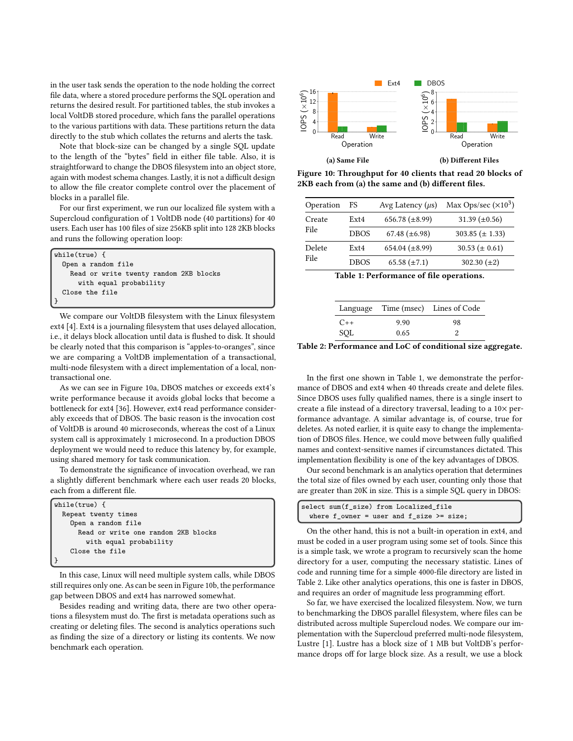in the user task sends the operation to the node holding the correct file data, where a stored procedure performs the SQL operation and returns the desired result. For partitioned tables, the stub invokes a local VoltDB stored procedure, which fans the parallel operations to the various partitions with data. These partitions return the data directly to the stub which collates the returns and alerts the task.

Note that block-size can be changed by a single SQL update to the length of the "bytes" field in either file table. Also, it is straightforward to change the DBOS filesystem into an object store, again with modest schema changes. Lastly, it is not a difficult design to allow the file creator complete control over the placement of blocks in a parallel file.

For our first experiment, we run our localized file system with a Supercloud configuration of 1 VoltDB node (40 partitions) for 40 users. Each user has 100 files of size 256KB split into 128 2KB blocks and runs the following operation loop:

```
while(true) {
  Open a random file
    Read or write twenty random 2KB blocks
      with equal probability
  Close the file
}
```

We compare our VoltDB filesystem with the Linux filesystem ext4 [4]. Ext4 is a journaling filesystem that uses delayed allocation, i.e., it delays block allocation until data is flushed to disk. It should be clearly noted that this comparison is "apples-to-oranges", since we are comparing a VoltDB implementation of a transactional, multi-node filesystem with a direct implementation of a local, non-transactional one.

As we can see in Figure 10a, DBOS matches or exceeds ext4's write performance because it avoids global locks that become a bottleneck for ext4 [36]. However, ext4 read performance considerably exceeds that of DBOS. The basic reason is the invocation cost of VoltDB is around 40 microseconds, whereas the cost of a Linux system call is approximately 1 microsecond. In a production DBOS deployment we would need to reduce this latency by, for example, using shared memory for task communication.

To demonstrate the significance of invocation overhead, we ran a slightly different benchmark where each user reads 20 blocks, each from a different file.

```
while(true) {
  Repeat twenty times
    Open a random file
      Read or write one random 2KB blocks
        with equal probability
    Close the file
}
```

In this case, Linux will need multiple system calls, while DBOS still requires only one. As can be seen in Figure 10b, the performance gap between DBOS and ext4 has narrowed somewhat.

Besides reading and writing data, there are two other operations a filesystem must do. The first is metadata operations such as creating or deleting files. The second is analytics operations such as finding the size of a directory or listing its contents. We now benchmark each operation.

**Figure 10: Throughput for 40 clients that read 20 blocks of 2KB each from (a) the same and (b) different files.**

| Operation | FS | Avg Latency ($\mu s$) | Max Ops/sec ($\times 10^3$) |
|---|---|---|---|
| Create File | Ext4 | 656.78 ($\pm$8.99) | 31.39 ($\pm$0.56) |
| | DBOS | 67.48 ($\pm$6.98) | 303.85 ($\pm$ 1.33) |
| Delete File | Ext4 | 654.04 ($\pm$8.99) | 30.53 ($\pm$ 0.61) |
| | DBOS | 65.58 ($\pm$7.1) | 302.30 ($\pm$2) |

**Table 1: Performance of file operations.**

| Language | Time (msec) | Lines of Code |
|---|---|---|
| C++ | 9.90 | 98 |
| SQL | 0.65 | 2 |

**Table 2: Performance and LoC of conditional size aggregate.**

In the first one shown in Table 1, we demonstrate the performance of DBOS and ext4 when 40 threads create and delete files. Since DBOS uses fully qualified names, there is a single insert to create a file instead of a directory traversal, leading to a 10× performance advantage. A similar advantage is, of course, true for deletes. As noted earlier, it is quite easy to change the implementation of DBOS files. Hence, we could move between fully qualified names and context-sensitive names if circumstances dictated. This implementation flexibility is one of the key advantages of DBOS.

Our second benchmark is an analytics operation that determines the total size of files owned by each user, counting only those that are greater than 20K in size. This is a simple SQL query in DBOS:

```
select sum(f_size) from Localized_file
   where f_owner = user and f_size >= size;
```

On the other hand, this is not a built-in operation in ext4, and must be coded in a user program using some set of tools. Since this is a simple task, we wrote a program to recursively scan the home directory for a user, computing the necessary statistic. Lines of code and running time for a simple 4000-file directory are listed in Table 2. Like other analytics operations, this one is faster in DBOS, and requires an order of magnitude less programming effort.

So far, we have exercised the localized filesystem. Now, we turn to benchmarking the DBOS parallel filesystem, where files can be distributed across multiple Supercloud nodes. We compare our implementation with the Supercloud preferred multi-node filesystem, Lustre [1]. Lustre has a block size of 1 MB but VoltDB's performance drops off for large block size. As a result, we use a block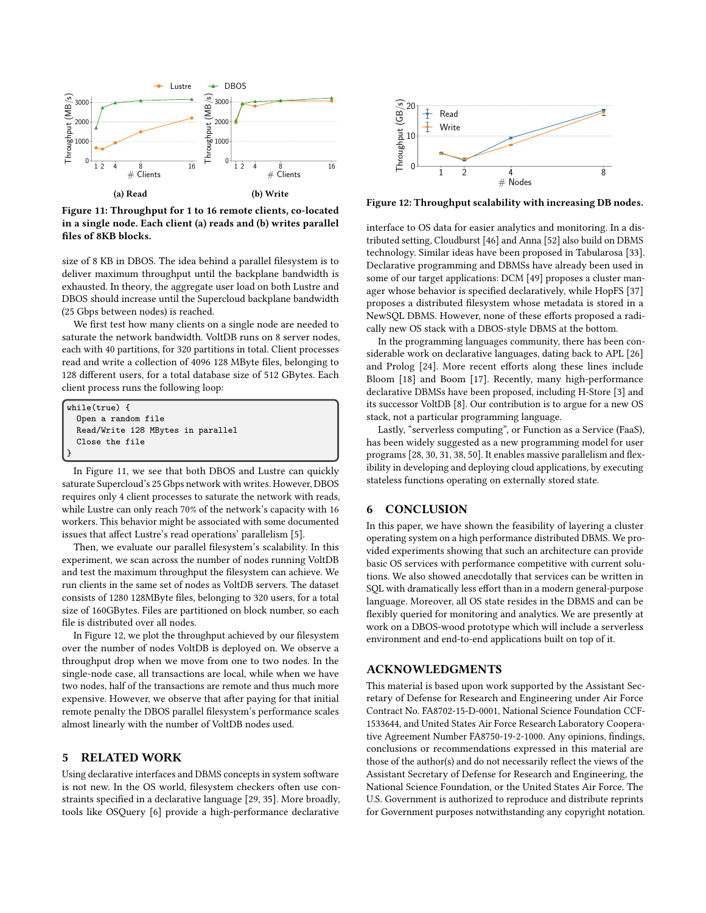Figure 11: Throughput for 1 to 16 remote clients, co-located in a single node. Each client (a) reads and (b) writes parallel files of 8KB blocks.

size of 8 KB in DBOS. The idea behind a parallel filesystem is to deliver maximum throughput until the backplane bandwidth is exhausted. In theory, the aggregate user load on both Lustre and DBOS should increase until the Supercloud backplane bandwidth (25 Gbps between nodes) is reached.

We first test how many clients on a single node are needed to saturate the network bandwidth. VoltDB runs on 8 server nodes, each with 40 partitions, for 320 partitions in total. Client processes read and write a collection of 4096 128 MByte files, belonging to 128 different users, for a total database size of 512 GBytes. Each client process runs the following loop:

```
while(true) {
  Open a random file
  Read/Write 128 MBytes in parallel
  Close the file
}
```

In Figure 11, we see that both DBOS and Lustre can quickly saturate Supercloud's 25 Gbps network with writes. However, DBOS requires only 4 client processes to saturate the network with reads, while Lustre can only reach 70% of the network's capacity with 16 workers. This behavior might be associated with some documented issues that affect Lustre's read operations' parallelism [5].

Then, we evaluate our parallel filesystem's scalability. In this experiment, we scan across the number of nodes running VoltDB and test the maximum throughput the filesystem can achieve. We run clients in the same set of nodes as VoltDB servers. The dataset consists of 1280 128MByte files, belonging to 320 users, for a total size of 160GBytes. Files are partitioned on block number, so each file is distributed over all nodes.

In Figure 12, we plot the throughput achieved by our filesystem over the number of nodes VoltDB is deployed on. We observe a throughput drop when we move from one to two nodes. In the single-node case, all transactions are local, while when we have two nodes, half of the transactions are remote and thus much more expensive. However, we observe that after paying for that initial remote penalty the DBOS parallel filesystem's performance scales almost linearly with the number of VoltDB nodes used.

Figure 12: Throughput scalability with increasing DB nodes.

## 5 RELATED WORK

Using declarative interfaces and DBMS concepts in system software is not new. In the OS world, filesystem checkers often use constraints specified in a declarative language [29, 35]. More broadly, tools like OSQuery [6] provide a high-performance declarative interface to OS data for easier analytics and monitoring. In a distributed setting, Cloudburst [46] and Anna [52] also build on DBMS technology. Similar ideas have been proposed in Tabularosa [33]. Declarative programming and DBMSs have already been used in some of our target applications: DCM [49] proposes a cluster manager whose behavior is specified declaratively, while HopFS [37] proposes a distributed filesystem whose metadata is stored in a NewSQL DBMS. However, none of these efforts proposed a radically new OS stack with a DBOS-style DBMS at the bottom.

In the programming languages community, there has been considerable work on declarative languages, dating back to APL [26] and Prolog [24]. More recent efforts along these lines include Bloom [18] and Boom [17]. Recently, many high-performance declarative DBMSs have been proposed, including H-Store [3] and its successor VoltDB [8]. Our contribution is to argue for a new OS stack, not a particular programming language.

Lastly, "serverless computing", or Function as a Service (FaaS), has been widely suggested as a new programming model for user programs [28, 30, 31, 38, 50]. It enables massive parallelism and flexibility in developing and deploying cloud applications, by executing stateless functions operating on externally stored state.

## 6 CONCLUSION

In this paper, we have shown the feasibility of layering a cluster operating system on a high performance distributed DBMS. We provided experiments showing that such an architecture can provide basic OS services with performance competitive with current solutions. We also showed anecdotally that services can be written in SQL with dramatically less effort than in a modern general-purpose language. Moreover, all OS state resides in the DBMS and can be flexibly queried for monitoring and analytics. We are presently at work on a DBOS-wood prototype which will include a serverless environment and end-to-end applications built on top of it.

## ACKNOWLEDGMENTS

This material is based upon work supported by the Assistant Secretary of Defense for Research and Engineering under Air Force Contract No. FA8702-15-D-0001, National Science Foundation CCF-1533644, and United States Air Force Research Laboratory Cooperative Agreement Number FA8750-19-2-1000. Any opinions, findings, conclusions or recommendations expressed in this material are those of the author(s) and do not necessarily reflect the views of the Assistant Secretary of Defense for Research and Engineering, the National Science Foundation, or the United States Air Force. The U.S. Government is authorized to reproduce and distribute reprints for Government purposes notwithstanding any copyright notation.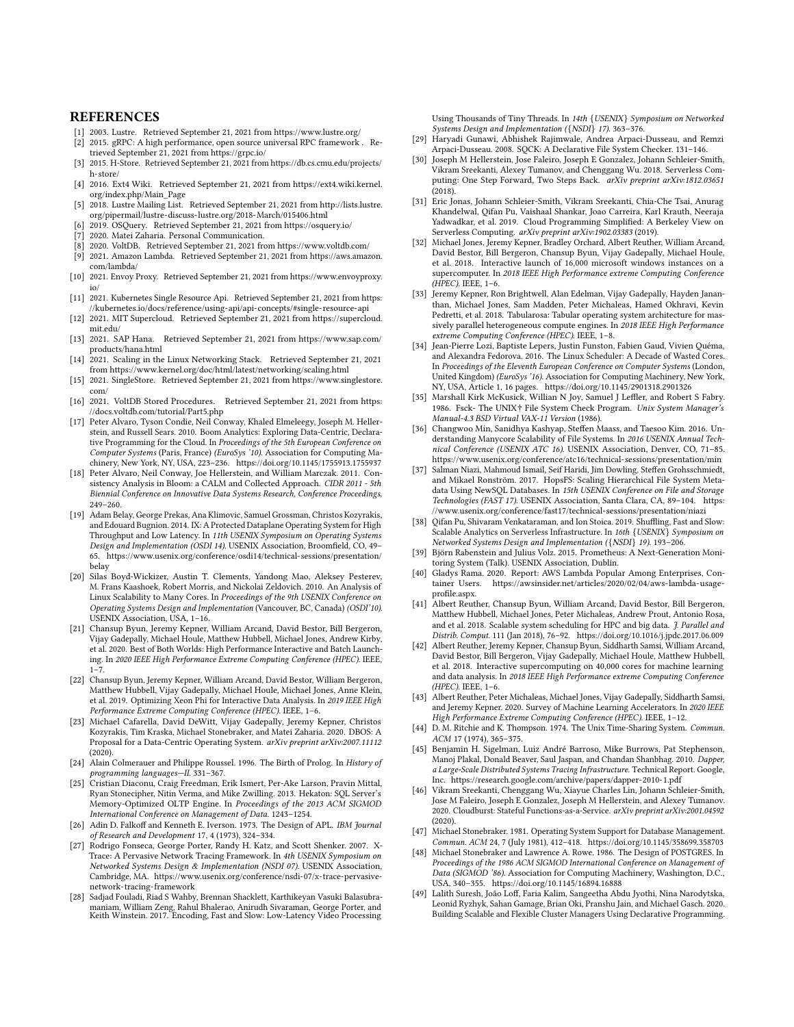## REFERENCES

[1] 2003. Lustre. Retrieved September 21, 2021 from https://www.lustre.org/

[2] 2015. gRPC: A high performance, open source universal RPC framework . Retrieved September 21, 2021 from https://grpc.io/

[3] 2015. H-Store. Retrieved September 21, 2021 from https://db.cs.cmu.edu/projects/h-store/

[4] 2016. Ext4 Wiki. Retrieved September 21, 2021 from https://ext4.wiki.kernel.org/index.php/Main_Page

[5] 2018. Lustre Mailing List. Retrieved September 21, 2021 from http://lists.lustre.org/pipermail/lustre-discuss-lustre.org/2018-March/015406.html

[6] 2019. OSQuery. Retrieved September 21, 2021 from https://osquery.io/

[7] 2020. Matei Zaharia. Personal Communication.

[8] 2020. VoltDB. Retrieved September 21, 2021 from https://www.voltdb.com/

[9] 2021. Amazon Lambda. Retrieved September 21, 2021 from https://aws.amazon.com/lambda/

[10] 2021. Envoy Proxy. Retrieved September 21, 2021 from https://www.envoyproxy.io/

[11] 2021. Kubernetes Single Resource Api. Retrieved September 21, 2021 from https://kubernetes.io/docs/reference/using-api/api-concepts/#single-resource-api

[12] 2021. MIT Supercloud. Retrieved September 21, 2021 from https://supercloud.mit.edu/

[13] 2021. SAP Hana. Retrieved September 21, 2021 from https://www.sap.com/products/hana.html

[14] 2021. Scaling in the Linux Networking Stack. Retrieved September 21, 2021 from https://www.kernel.org/doc/html/latest/networking/scaling.html

[15] 2021. SingleStore. Retrieved September 21, 2021 from https://www.singlestore.com/

[16] 2021. VoltDB Stored Procedures. Retrieved September 21, 2021 from https://docs.voltdb.com/tutorial/Part5.php

[17] Peter Alvaro, Tyson Condie, Neil Conway, Khaled Elmeleegy, Joseph M. Hellerstein, and Russell Sears. 2010. Boom Analytics: Exploring Data-Centric, Declarative Programming for the Cloud. In *Proceedings of the 5th European Conference on Computer Systems* (Paris, France) *(EuroSys '10)*. Association for Computing Machinery, New York, NY, USA, 223–236. https://doi.org/10.1145/1755913.1755937

[18] Peter Alvaro, Neil Conway, Joe Hellerstein, and William Marczak. 2011. Consistency Analysis in Bloom: a CALM and Collected Approach. *CIDR 2011 - 5th Biennial Conference on Innovative Data Systems Research, Conference Proceedings*, 249–260.

[19] Adam Belay, George Prekas, Ana Klimovic, Samuel Grossman, Christos Kozyrakis, and Edouard Bugnion. 2014. IX: A Protected Dataplane Operating System for High Throughput and Low Latency. In *11th USENIX Symposium on Operating Systems Design and Implementation (OSDI 14)*. USENIX Association, Broomfield, CO, 49–65. https://www.usenix.org/conference/osdi14/technical-sessions/presentation/belay

[20] Silas Boyd-Wickizer, Austin T. Clements, Yandong Mao, Aleksey Pesterev, M. Frans Kaashoek, Robert Morris, and Nickolai Zeldovich. 2010. An Analysis of Linux Scalability to Many Cores. In *Proceedings of the 9th USENIX Conference on Operating Systems Design and Implementation* (Vancouver, BC, Canada) *(OSDI'10)*. USENIX Association, USA, 1–16.

[21] Chansup Byun, Jeremy Kepner, William Arcand, David Bestor, Bill Bergeron, Vijay Gadepally, Michael Houle, Matthew Hubbell, Michael Jones, Andrew Kirby, et al. 2020. Best of Both Worlds: High Performance Interactive and Batch Launching. In *2020 IEEE High Performance Extreme Computing Conference (HPEC)*. IEEE, 1–7.

[22] Chansup Byun, Jeremy Kepner, William Arcand, David Bestor, William Bergeron, Matthew Hubbell, Vijay Gadepally, Michael Houle, Michael Jones, Anne Klein, et al. 2019. Optimizing Xeon Phi for Interactive Data Analysis. In *2019 IEEE High Performance Extreme Computing Conference (HPEC)*. IEEE, 1–6.

[23] Michael Cafarella, David DeWitt, Vijay Gadepally, Jeremy Kepner, Christos Kozyrakis, Tim Kraska, Michael Stonebraker, and Matei Zaharia. 2020. DBOS: A Proposal for a Data-Centric Operating System. *arXiv preprint arXiv:2007.11112* (2020).

[24] Alain Colmerauer and Philippe Roussel. 1996. The Birth of Prolog. In *History of programming languages—II*. 331–367.

[25] Cristian Diaconu, Craig Freedman, Erik Ismert, Per-Ake Larson, Pravin Mittal, Ryan Stonecipher, Nitin Verma, and Mike Zwilling. 2013. Hekaton: SQL Server's Memory-Optimized OLTP Engine. In *Proceedings of the 2013 ACM SIGMOD International Conference on Management of Data*. 1243–1254.

[26] Adin D. Falkoff and Kenneth E. Iverson. 1973. The Design of APL. *IBM Journal of Research and Development* 17, 4 (1973), 324–334.

[27] Rodrigo Fonseca, George Porter, Randy H. Katz, and Scott Shenker. 2007. X-Trace: A Pervasive Network Tracing Framework. In *4th USENIX Symposium on Networked Systems Design & Implementation (NSDI 07)*. USENIX Association, Cambridge, MA. https://www.usenix.org/conference/nsdi-07/x-trace-pervasive-network-tracing-framework

[28] Sadjad Fouladi, Riad S Wahby, Brennan Shacklett, Karthikeyan Vasuki Balasubramaniam, William Zeng, Rahul Bhalerao, Anirudh Sivaraman, George Porter, and Keith Winstein. 2017. Encoding, Fast and Slow: Low-Latency Video Processing Using Thousands of Tiny Threads. In *14th {USENIX} Symposium on Networked Systems Design and Implementation ({NSDI} 17)*. 363–376.

[29] Haryadi Gunawi, Abhishek Rajimwale, Andrea Arpaci-Dusseau, and Remzi Arpaci-Dusseau. 2008. SQCK: A Declarative File System Checker. 131–146.

[30] Joseph M Hellerstein, Jose Faleiro, Joseph E Gonzalez, Johann Schleier-Smith, Vikram Sreekanti, Alexey Tumanov, and Chenggang Wu. 2018. Serverless Computing: One Step Forward, Two Steps Back. *arXiv preprint arXiv:1812.03651* (2018).

[31] Eric Jonas, Johann Schleier-Smith, Vikram Sreekanti, Chia-Che Tsai, Anurag Khandelwal, Qifan Pu, Vaishaal Shankar, Joao Carreira, Karl Krauth, Neeraja Yadwadkar, et al. 2019. Cloud Programming Simplified: A Berkeley View on Serverless Computing. *arXiv preprint arXiv:1902.03383* (2019).

[32] Michael Jones, Jeremy Kepner, Bradley Orchard, Albert Reuther, William Arcand, David Bestor, Bill Bergeron, Chansup Byun, Vijay Gadepally, Michael Houle, et al. 2018. Interactive launch of 16,000 microsoft windows instances on a supercomputer. In *2018 IEEE High Performance extreme Computing Conference (HPEC)*. IEEE, 1–6.

[33] Jeremy Kepner, Ron Brightwell, Alan Edelman, Vijay Gadepally, Hayden Jananthan, Michael Jones, Sam Madden, Peter Michaleas, Hamed Okhravi, Kevin Pedretti, et al. 2018. Tabularosa: Tabular operating system architecture for massively parallel heterogeneous compute engines. In *2018 IEEE High Performance extreme Computing Conference (HPEC)*. IEEE, 1–8.

[34] Jean-Pierre Lozi, Baptiste Lepers, Justin Funston, Fabien Gaud, Vivien Quéma, and Alexandra Fedorova. 2016. The Linux Scheduler: A Decade of Wasted Cores. In *Proceedings of the Eleventh European Conference on Computer Systems* (London, United Kingdom) *(EuroSys '16)*. Association for Computing Machinery, New York, NY, USA, Article 1, 16 pages. https://doi.org/10.1145/2901318.2901326

[35] Marshall Kirk McKusick, Willian N Joy, Samuel J Leffler, and Robert S Fabry. 1986. Fsck- The UNIX† File System Check Program. *Unix System Manager's Manual-4.3 BSD Virtual VAX-11 Version* (1986).

[36] Changwoo Min, Sanidhya Kashyap, Steffen Maass, and Taesoo Kim. 2016. Understanding Manycore Scalability of File Systems. In *2016 USENIX Annual Technical Conference (USENIX ATC 16)*. USENIX Association, Denver, CO, 71–85. https://www.usenix.org/conference/atc16/technical-sessions/presentation/min

[37] Salman Niazi, Mahmoud Ismail, Seif Haridi, Jim Dowling, Steffen Grohsschmiedt, and Mikael Ronström. 2017. HopsFS: Scaling Hierarchical File System Metadata Using NewSQL Databases. In *15th USENIX Conference on File and Storage Technologies (FAST 17)*. USENIX Association, Santa Clara, CA, 89–104. https://www.usenix.org/conference/fast17/technical-sessions/presentation/niazi

[38] Qifan Pu, Shivaram Venkataraman, and Ion Stoica. 2019. Shuffling, Fast and Slow: Scalable Analytics on Serverless Infrastructure. In *16th {USENIX} Symposium on Networked Systems Design and Implementation ({NSDI} 19)*. 193–206.

[39] Björn Rabenstein and Julius Volz. 2015. Prometheus: A Next-Generation Monitoring System (Talk). USENIX Association, Dublin.

[40] Gladys Rama. 2020. Report: AWS Lambda Popular Among Enterprises, Container Users. https://awsinsider.net/articles/2020/02/04/aws-lambda-usage-profile.aspx.

[41] Albert Reuther, Chansup Byun, William Arcand, David Bestor, Bill Bergeron, Matthew Hubbell, Michael Jones, Peter Michaleas, Andrew Prout, Antonio Rosa, and et al. 2018. Scalable system scheduling for HPC and big data. *J. Parallel and Distrib. Comput.* 111 (Jan 2018), 76–92. https://doi.org/10.1016/j.jpdc.2017.06.009

[42] Albert Reuther, Jeremy Kepner, Chansup Byun, Siddharth Samsi, William Arcand, David Bestor, Bill Bergeron, Vijay Gadepally, Michael Houle, Matthew Hubbell, et al. 2018. Interactive supercomputing on 40,000 cores for machine learning and data analysis. In *2018 IEEE High Performance extreme Computing Conference (HPEC)*. IEEE, 1–6.

[43] Albert Reuther, Peter Michaleas, Michael Jones, Vijay Gadepally, Siddharth Samsi, and Jeremy Kepner. 2020. Survey of Machine Learning Accelerators. In *2020 IEEE High Performance Extreme Computing Conference (HPEC)*. IEEE, 1–12.

[44] D. M. Ritchie and K. Thompson. 1974. The Unix Time-Sharing System. *Commun. ACM* 17 (1974), 365–375.

[45] Benjamin H. Sigelman, Luiz André Barroso, Mike Burrows, Pat Stephenson, Manoj Plakal, Donald Beaver, Saul Jaspan, and Chandan Shanbhag. 2010. *Dapper, a Large-Scale Distributed Systems Tracing Infrastructure*. Technical Report. Google, Inc. https://research.google.com/archive/papers/dapper-2010-1.pdf

[46] Vikram Sreekanti, Chenggang Wu, Xiayue Charles Lin, Johann Schleier-Smith, Jose M Faleiro, Joseph E Gonzalez, Joseph M Hellerstein, and Alexey Tumanov. 2020. Cloudburst: Stateful Functions-as-a-Service. *arXiv preprint arXiv:2001.04592* (2020).

[47] Michael Stonebraker. 1981. Operating System Support for Database Management. *Commun. ACM* 24, 7 (July 1981), 412–418. https://doi.org/10.1145/358699.358703

[48] Michael Stonebraker and Lawrence A. Rowe. 1986. The Design of POSTGRES. In *Proceedings of the 1986 ACM SIGMOD International Conference on Management of Data (SIGMOD '86)*. Association for Computing Machinery, Washington, D.C., USA, 340–355. https://doi.org/10.1145/16894.16888

[49] Lalith Suresh, João Loff, Faria Kalim, Sangeetha Abdu Jyothi, Nina Narodytska, Leonid Ryzhyk, Sahan Gamage, Brian Oki, Pranshu Jain, and Michael Gasch. 2020. Building Scalable and Flexible Cluster Managers Using Declarative Programming.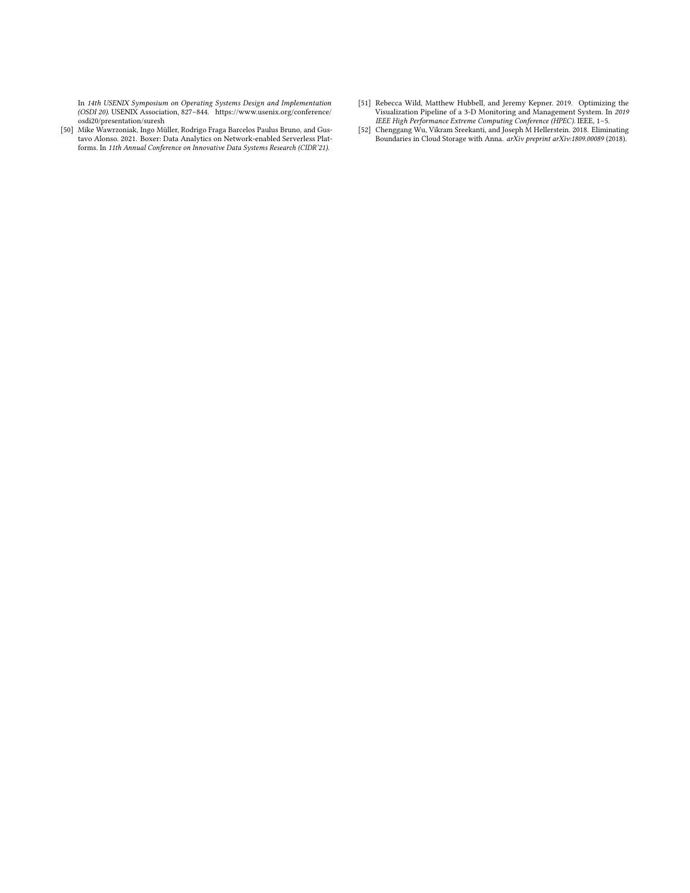In *14th USENIX Symposium on Operating Systems Design and Implementation (OSDI 20)*. USENIX Association, 827–844. https://www.usenix.org/conference/osdi20/presentation/suresh

[50] Mike Wawrzoniak, Ingo Müller, Rodrigo Fraga Barcelos Paulus Bruno, and Gustavo Alonso. 2021. Boxer: Data Analytics on Network-enabled Serverless Platforms. In *11th Annual Conference on Innovative Data Systems Research (CIDR'21)*.

[51] Rebecca Wild, Matthew Hubbell, and Jeremy Kepner. 2019. Optimizing the Visualization Pipeline of a 3-D Monitoring and Management System. In *2019 IEEE High Performance Extreme Computing Conference (HPEC)*. IEEE, 1–5.

[52] Chenggang Wu, Vikram Sreekanti, and Joseph M Hellerstein. 2018. Eliminating Boundaries in Cloud Storage with Anna. *arXiv preprint arXiv:1809.00089* (2018).